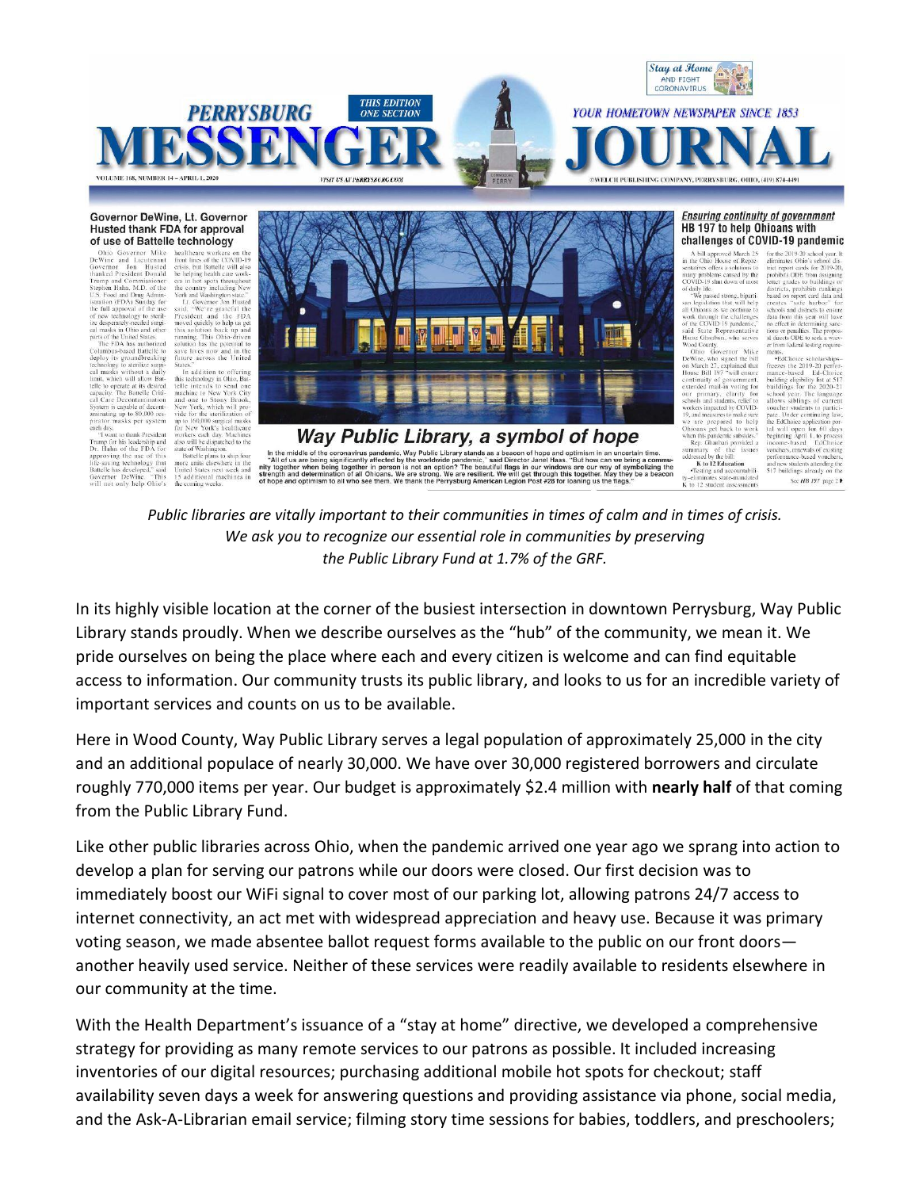*Public libraries are vitally important to their communities in times of calm and in times of crisis. We ask you to recognize our essential role in communities by preserving the Public Library Fund at 1.7% of the GRF.*

In its highly visible location at the corner of the busiest intersection in downtown Perrysburg, Way Public Library stands proudly. When we describe ourselves as the "hub" of the community, we mean it. We pride ourselves on being the place where each and every citizen is welcome and can find equitable access to information. Our community trusts its public library, and looks to us for an incredible variety of important services and counts on us to be available.

Here in Wood County, Way Public Library serves a legal population of approximately 25,000 in the city and an additional populace of nearly 30,000. We have over 30,000 registered borrowers and circulate roughly 770,000 items per year. Our budget is approximately $2.4 million with **nearly half** of that coming from the Public Library Fund.

Like other public libraries across Ohio, when the pandemic arrived one year ago we sprang into action to develop a plan for serving our patrons while our doors were closed. Our first decision was to immediately boost our WiFi signal to cover most of our parking lot, allowing patrons 24/7 access to internet connectivity, an act met with widespread appreciation and heavy use. Because it was primary voting season, we made absentee ballot request forms available to the public on our front doors—another heavily used service. Neither of these services were readily available to residents elsewhere in our community at the time.

With the Health Department's issuance of a "stay at home" directive, we developed a comprehensive strategy for providing as many remote services to our patrons as possible. It included increasing inventories of our digital resources; purchasing additional mobile hot spots for checkout; staff availability seven days a week for answering questions and providing assistance via phone, social media, and the Ask-A-Librarian email service; filming story time sessions for babies, toddlers, and preschoolers;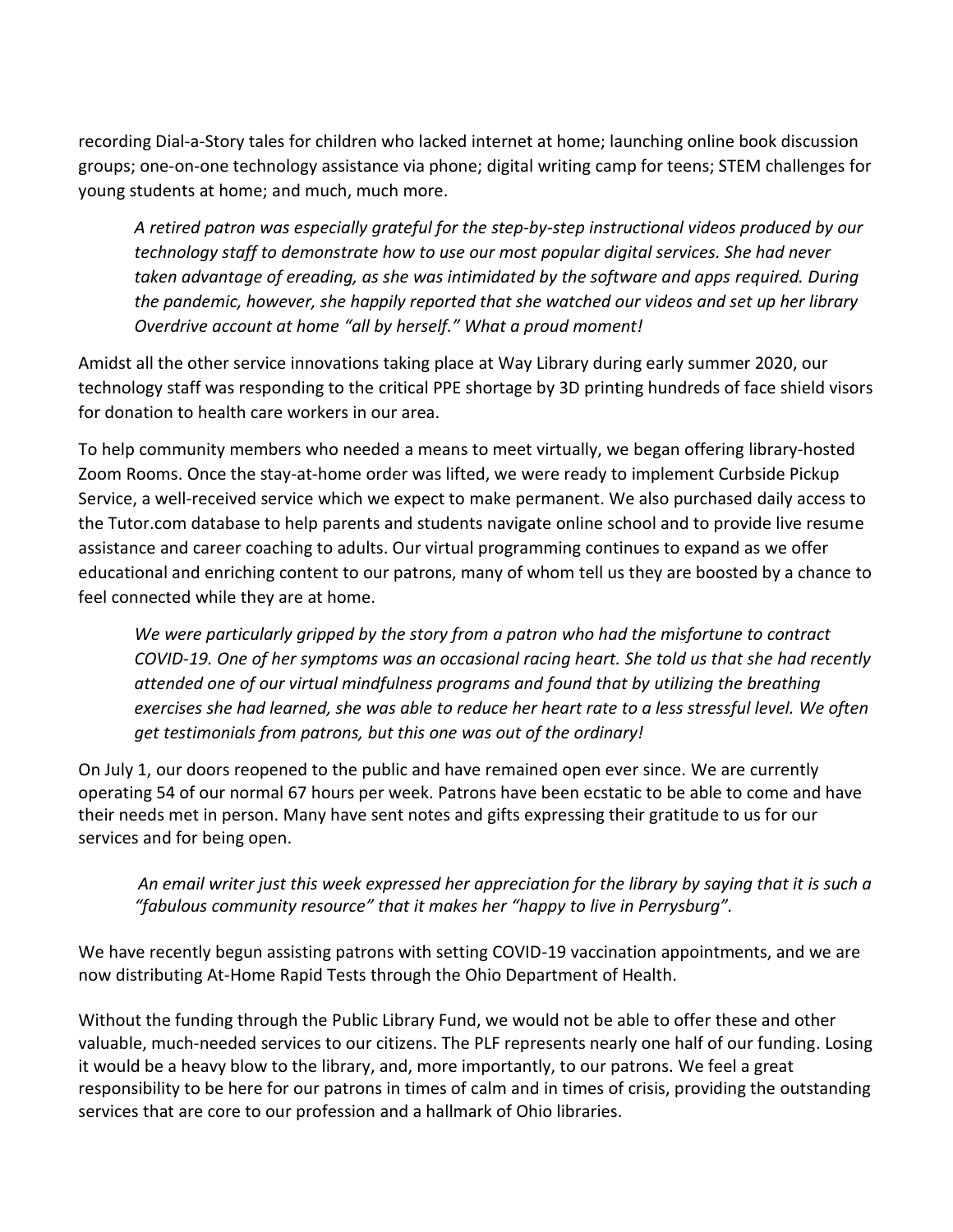recording Dial-a-Story tales for children who lacked internet at home; launching online book discussion groups; one-on-one technology assistance via phone; digital writing camp for teens; STEM challenges for young students at home; and much, much more.

> *A retired patron was especially grateful for the step-by-step instructional videos produced by our technology staff to demonstrate how to use our most popular digital services. She had never taken advantage of ereading, as she was intimidated by the software and apps required. During the pandemic, however, she happily reported that she watched our videos and set up her library Overdrive account at home "all by herself." What a proud moment!*

Amidst all the other service innovations taking place at Way Library during early summer 2020, our technology staff was responding to the critical PPE shortage by 3D printing hundreds of face shield visors for donation to health care workers in our area.

To help community members who needed a means to meet virtually, we began offering library-hosted Zoom Rooms. Once the stay-at-home order was lifted, we were ready to implement Curbside Pickup Service, a well-received service which we expect to make permanent. We also purchased daily access to the Tutor.com database to help parents and students navigate online school and to provide live resume assistance and career coaching to adults. Our virtual programming continues to expand as we offer educational and enriching content to our patrons, many of whom tell us they are boosted by a chance to feel connected while they are at home.

> *We were particularly gripped by the story from a patron who had the misfortune to contract COVID-19. One of her symptoms was an occasional racing heart. She told us that she had recently attended one of our virtual mindfulness programs and found that by utilizing the breathing exercises she had learned, she was able to reduce her heart rate to a less stressful level. We often get testimonials from patrons, but this one was out of the ordinary!*

On July 1, our doors reopened to the public and have remained open ever since. We are currently operating 54 of our normal 67 hours per week. Patrons have been ecstatic to be able to come and have their needs met in person. Many have sent notes and gifts expressing their gratitude to us for our services and for being open.

> *An email writer just this week expressed her appreciation for the library by saying that it is such a "fabulous community resource" that it makes her "happy to live in Perrysburg".*

We have recently begun assisting patrons with setting COVID-19 vaccination appointments, and we are now distributing At-Home Rapid Tests through the Ohio Department of Health.

Without the funding through the Public Library Fund, we would not be able to offer these and other valuable, much-needed services to our citizens. The PLF represents nearly one half of our funding. Losing it would be a heavy blow to the library, and, more importantly, to our patrons. We feel a great responsibility to be here for our patrons in times of calm and in times of crisis, providing the outstanding services that are core to our profession and a hallmark of Ohio libraries.